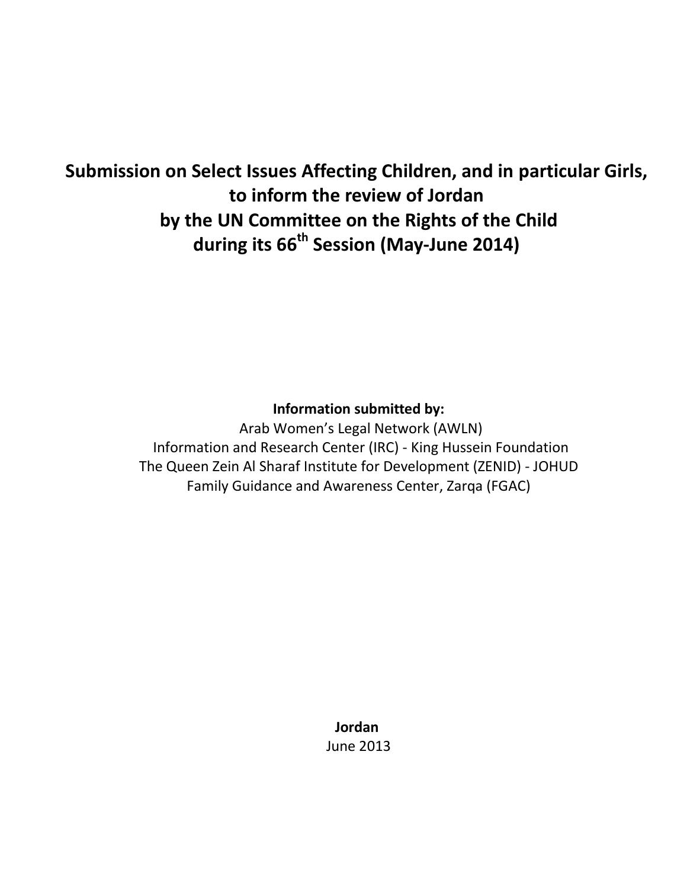# Submission on Select Issues Affecting Children, and in particular Girls, to inform the review of Jordan by the UN Committee on the Rights of the Child during its 66th Session (May-June 2014)

**Information submitted by:**

Arab Women's Legal Network (AWLN)
Information and Research Center (IRC) - King Hussein Foundation
The Queen Zein Al Sharaf Institute for Development (ZENID) - JOHUD
Family Guidance and Awareness Center, Zarqa (FGAC)

**Jordan**
June 2013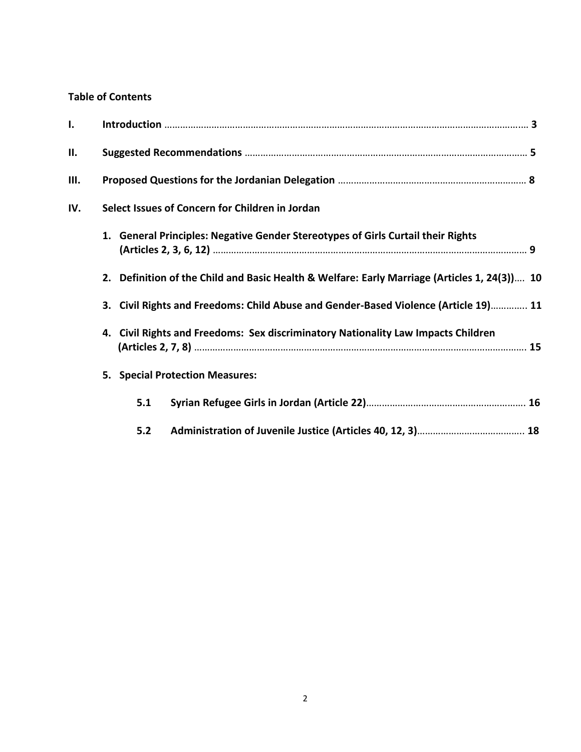**Table of Contents**

I. **Introduction** ........................................................................................................................................ 3

II. **Suggested Recommendations** ........................................................................................................ 5

III. **Proposed Questions for the Jordanian Delegation** ....................................................................... 8

IV. **Select Issues of Concern for Children in Jordan**

1. **General Principles: Negative Gender Stereotypes of Girls Curtail their Rights (Articles 2, 3, 6, 12)** ........................................................................................................................... 9

2. **Definition of the Child and Basic Health & Welfare: Early Marriage (Articles 1, 24(3))**.... 10

3. **Civil Rights and Freedoms: Child Abuse and Gender-Based Violence (Article 19)**............. 11

4. **Civil Rights and Freedoms: Sex discriminatory Nationality Law Impacts Children (Articles 2, 7, 8)** ............................................................................................................................... 15

5. **Special Protection Measures:**

   5.1 **Syrian Refugee Girls in Jordan (Article 22)**.............................................................. 16

   5.2 **Administration of Juvenile Justice (Articles 40, 12, 3)**........................................... 18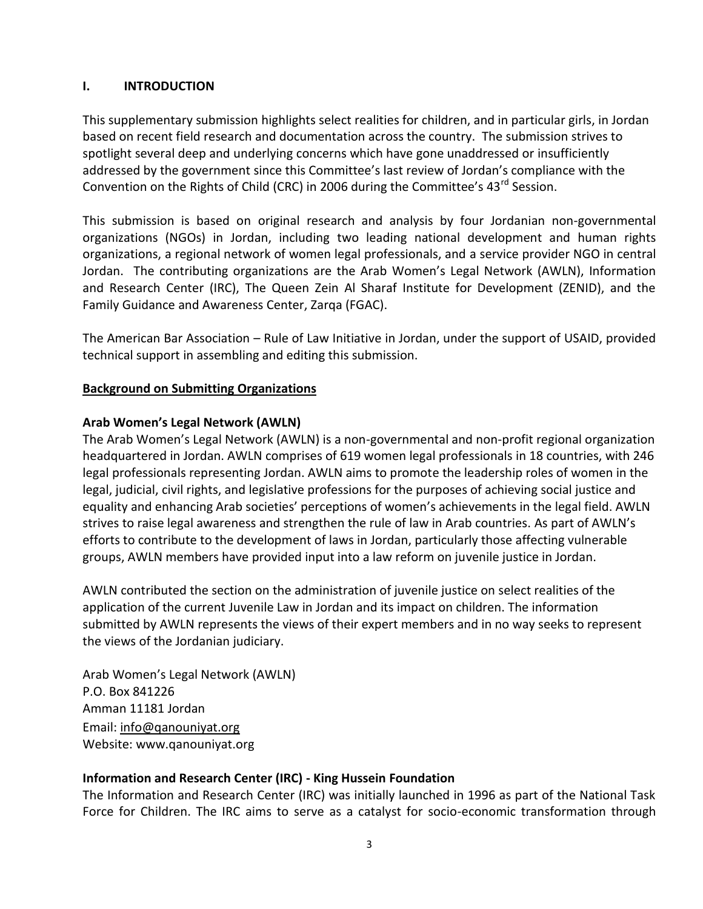## I. INTRODUCTION

This supplementary submission highlights select realities for children, and in particular girls, in Jordan based on recent field research and documentation across the country. The submission strives to spotlight several deep and underlying concerns which have gone unaddressed or insufficiently addressed by the government since this Committee's last review of Jordan's compliance with the Convention on the Rights of Child (CRC) in 2006 during the Committee's 43rd Session.

This submission is based on original research and analysis by four Jordanian non-governmental organizations (NGOs) in Jordan, including two leading national development and human rights organizations, a regional network of women legal professionals, and a service provider NGO in central Jordan. The contributing organizations are the Arab Women's Legal Network (AWLN), Information and Research Center (IRC), The Queen Zein Al Sharaf Institute for Development (ZENID), and the Family Guidance and Awareness Center, Zarqa (FGAC).

The American Bar Association – Rule of Law Initiative in Jordan, under the support of USAID, provided technical support in assembling and editing this submission.

### Background on Submitting Organizations

**Arab Women's Legal Network (AWLN)**

The Arab Women's Legal Network (AWLN) is a non-governmental and non-profit regional organization headquartered in Jordan. AWLN comprises of 619 women legal professionals in 18 countries, with 246 legal professionals representing Jordan. AWLN aims to promote the leadership roles of women in the legal, judicial, civil rights, and legislative professions for the purposes of achieving social justice and equality and enhancing Arab societies' perceptions of women's achievements in the legal field. AWLN strives to raise legal awareness and strengthen the rule of law in Arab countries. As part of AWLN's efforts to contribute to the development of laws in Jordan, particularly those affecting vulnerable groups, AWLN members have provided input into a law reform on juvenile justice in Jordan.

AWLN contributed the section on the administration of juvenile justice on select realities of the application of the current Juvenile Law in Jordan and its impact on children. The information submitted by AWLN represents the views of their expert members and in no way seeks to represent the views of the Jordanian judiciary.

Arab Women's Legal Network (AWLN)
P.O. Box 841226
Amman 11181 Jordan
Email: info@qanouniyat.org
Website: www.qanouniyat.org

**Information and Research Center (IRC) - King Hussein Foundation**

The Information and Research Center (IRC) was initially launched in 1996 as part of the National Task Force for Children. The IRC aims to serve as a catalyst for socio-economic transformation through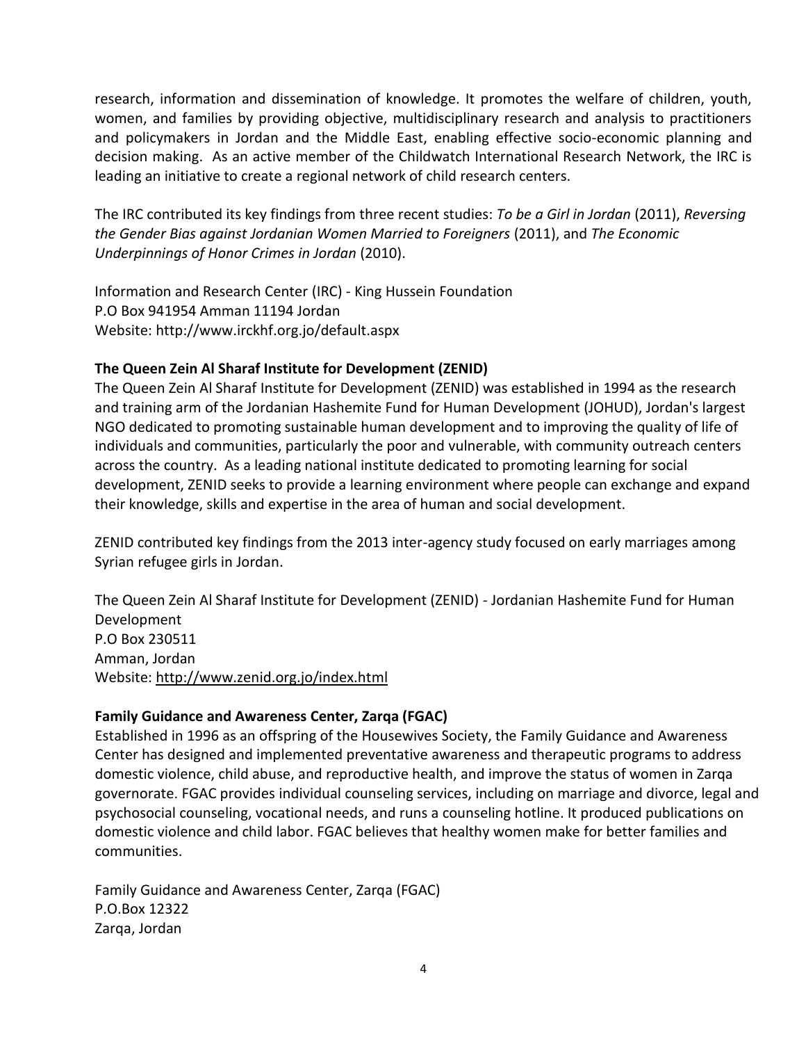research, information and dissemination of knowledge. It promotes the welfare of children, youth, women, and families by providing objective, multidisciplinary research and analysis to practitioners and policymakers in Jordan and the Middle East, enabling effective socio-economic planning and decision making. As an active member of the Childwatch International Research Network, the IRC is leading an initiative to create a regional network of child research centers.

The IRC contributed its key findings from three recent studies: *To be a Girl in Jordan* (2011), *Reversing the Gender Bias against Jordanian Women Married to Foreigners* (2011), and *The Economic Underpinnings of Honor Crimes in Jordan* (2010).

Information and Research Center (IRC) - King Hussein Foundation
P.O Box 941954 Amman 11194 Jordan
Website: http://www.irckhf.org.jo/default.aspx

**The Queen Zein Al Sharaf Institute for Development (ZENID)**

The Queen Zein Al Sharaf Institute for Development (ZENID) was established in 1994 as the research and training arm of the Jordanian Hashemite Fund for Human Development (JOHUD), Jordan's largest NGO dedicated to promoting sustainable human development and to improving the quality of life of individuals and communities, particularly the poor and vulnerable, with community outreach centers across the country. As a leading national institute dedicated to promoting learning for social development, ZENID seeks to provide a learning environment where people can exchange and expand their knowledge, skills and expertise in the area of human and social development.

ZENID contributed key findings from the 2013 inter-agency study focused on early marriages among Syrian refugee girls in Jordan.

The Queen Zein Al Sharaf Institute for Development (ZENID) - Jordanian Hashemite Fund for Human Development
P.O Box 230511
Amman, Jordan
Website: http://www.zenid.org.jo/index.html

**Family Guidance and Awareness Center, Zarqa (FGAC)**

Established in 1996 as an offspring of the Housewives Society, the Family Guidance and Awareness Center has designed and implemented preventative awareness and therapeutic programs to address domestic violence, child abuse, and reproductive health, and improve the status of women in Zarqa governorate. FGAC provides individual counseling services, including on marriage and divorce, legal and psychosocial counseling, vocational needs, and runs a counseling hotline. It produced publications on domestic violence and child labor. FGAC believes that healthy women make for better families and communities.

Family Guidance and Awareness Center, Zarqa (FGAC)
P.O.Box 12322
Zarqa, Jordan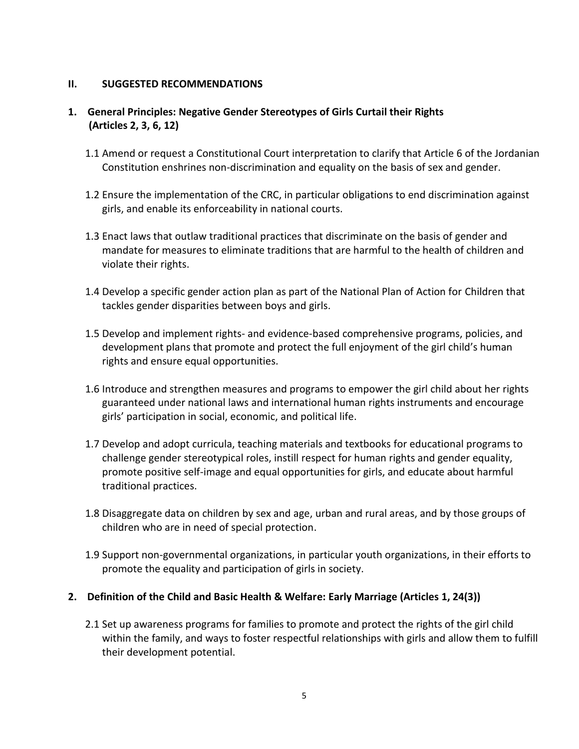## II. SUGGESTED RECOMMENDATIONS

### 1. General Principles: Negative Gender Stereotypes of Girls Curtail their Rights (Articles 2, 3, 6, 12)

1.1 Amend or request a Constitutional Court interpretation to clarify that Article 6 of the Jordanian Constitution enshrines non-discrimination and equality on the basis of sex and gender.

1.2 Ensure the implementation of the CRC, in particular obligations to end discrimination against girls, and enable its enforceability in national courts.

1.3 Enact laws that outlaw traditional practices that discriminate on the basis of gender and mandate for measures to eliminate traditions that are harmful to the health of children and violate their rights.

1.4 Develop a specific gender action plan as part of the National Plan of Action for Children that tackles gender disparities between boys and girls.

1.5 Develop and implement rights- and evidence-based comprehensive programs, policies, and development plans that promote and protect the full enjoyment of the girl child's human rights and ensure equal opportunities.

1.6 Introduce and strengthen measures and programs to empower the girl child about her rights guaranteed under national laws and international human rights instruments and encourage girls' participation in social, economic, and political life.

1.7 Develop and adopt curricula, teaching materials and textbooks for educational programs to challenge gender stereotypical roles, instill respect for human rights and gender equality, promote positive self-image and equal opportunities for girls, and educate about harmful traditional practices.

1.8 Disaggregate data on children by sex and age, urban and rural areas, and by those groups of children who are in need of special protection.

1.9 Support non-governmental organizations, in particular youth organizations, in their efforts to promote the equality and participation of girls in society.

### 2. Definition of the Child and Basic Health & Welfare: Early Marriage (Articles 1, 24(3))

2.1 Set up awareness programs for families to promote and protect the rights of the girl child within the family, and ways to foster respectful relationships with girls and allow them to fulfill their development potential.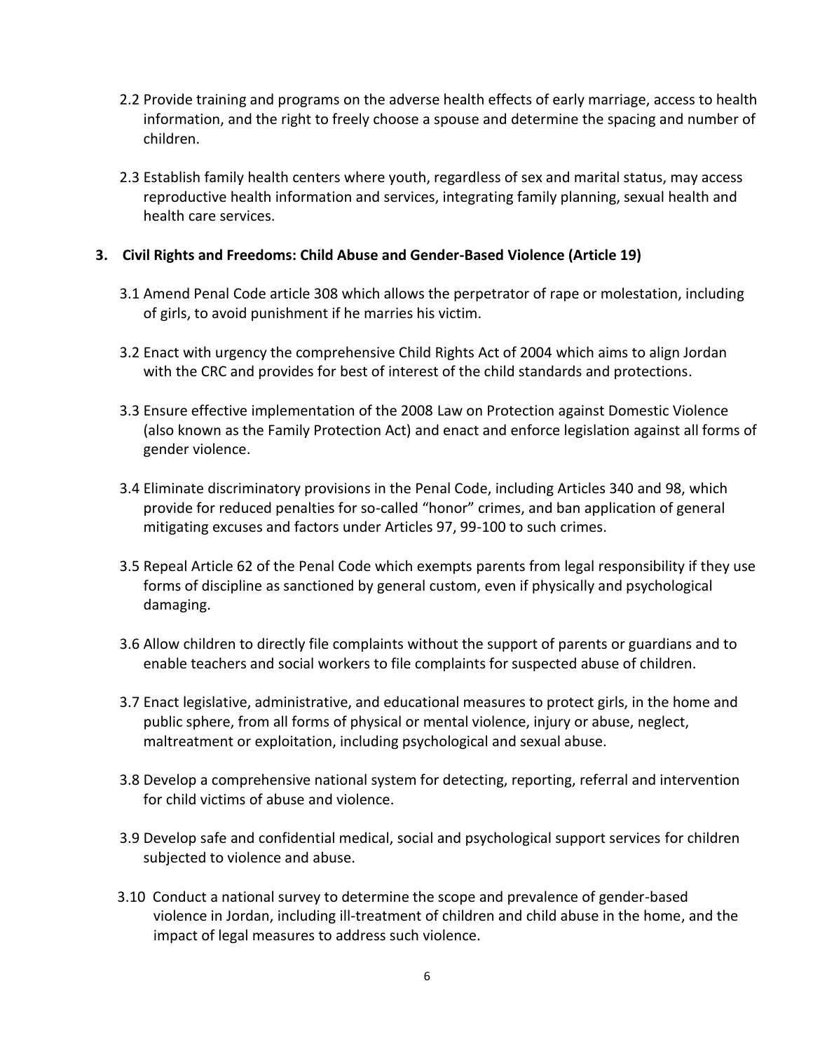2.2 Provide training and programs on the adverse health effects of early marriage, access to health information, and the right to freely choose a spouse and determine the spacing and number of children.

2.3 Establish family health centers where youth, regardless of sex and marital status, may access reproductive health information and services, integrating family planning, sexual health and health care services.

## 3. Civil Rights and Freedoms: Child Abuse and Gender-Based Violence (Article 19)

3.1 Amend Penal Code article 308 which allows the perpetrator of rape or molestation, including of girls, to avoid punishment if he marries his victim.

3.2 Enact with urgency the comprehensive Child Rights Act of 2004 which aims to align Jordan with the CRC and provides for best of interest of the child standards and protections.

3.3 Ensure effective implementation of the 2008 Law on Protection against Domestic Violence (also known as the Family Protection Act) and enact and enforce legislation against all forms of gender violence.

3.4 Eliminate discriminatory provisions in the Penal Code, including Articles 340 and 98, which provide for reduced penalties for so-called "honor" crimes, and ban application of general mitigating excuses and factors under Articles 97, 99-100 to such crimes.

3.5 Repeal Article 62 of the Penal Code which exempts parents from legal responsibility if they use forms of discipline as sanctioned by general custom, even if physically and psychological damaging.

3.6 Allow children to directly file complaints without the support of parents or guardians and to enable teachers and social workers to file complaints for suspected abuse of children.

3.7 Enact legislative, administrative, and educational measures to protect girls, in the home and public sphere, from all forms of physical or mental violence, injury or abuse, neglect, maltreatment or exploitation, including psychological and sexual abuse.

3.8 Develop a comprehensive national system for detecting, reporting, referral and intervention for child victims of abuse and violence.

3.9 Develop safe and confidential medical, social and psychological support services for children subjected to violence and abuse.

3.10 Conduct a national survey to determine the scope and prevalence of gender-based violence in Jordan, including ill-treatment of children and child abuse in the home, and the impact of legal measures to address such violence.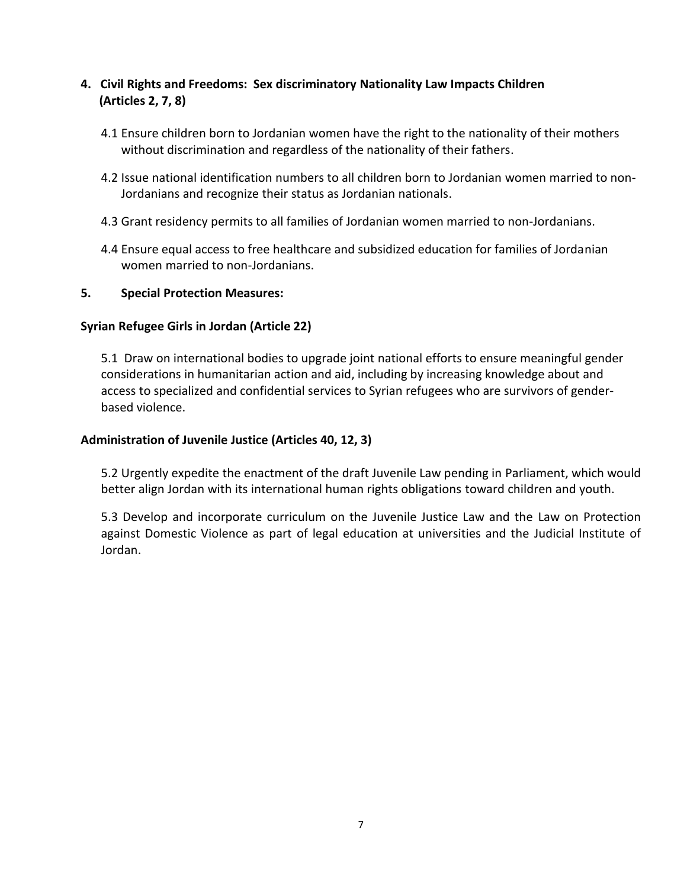## 4. Civil Rights and Freedoms: Sex discriminatory Nationality Law Impacts Children (Articles 2, 7, 8)

4.1 Ensure children born to Jordanian women have the right to the nationality of their mothers without discrimination and regardless of the nationality of their fathers.

4.2 Issue national identification numbers to all children born to Jordanian women married to non-Jordanians and recognize their status as Jordanian nationals.

4.3 Grant residency permits to all families of Jordanian women married to non-Jordanians.

4.4 Ensure equal access to free healthcare and subsidized education for families of Jordanian women married to non-Jordanians.

## 5. Special Protection Measures:

### Syrian Refugee Girls in Jordan (Article 22)

5.1 Draw on international bodies to upgrade joint national efforts to ensure meaningful gender considerations in humanitarian action and aid, including by increasing knowledge about and access to specialized and confidential services to Syrian refugees who are survivors of gender-based violence.

### Administration of Juvenile Justice (Articles 40, 12, 3)

5.2 Urgently expedite the enactment of the draft Juvenile Law pending in Parliament, which would better align Jordan with its international human rights obligations toward children and youth.

5.3 Develop and incorporate curriculum on the Juvenile Justice Law and the Law on Protection against Domestic Violence as part of legal education at universities and the Judicial Institute of Jordan.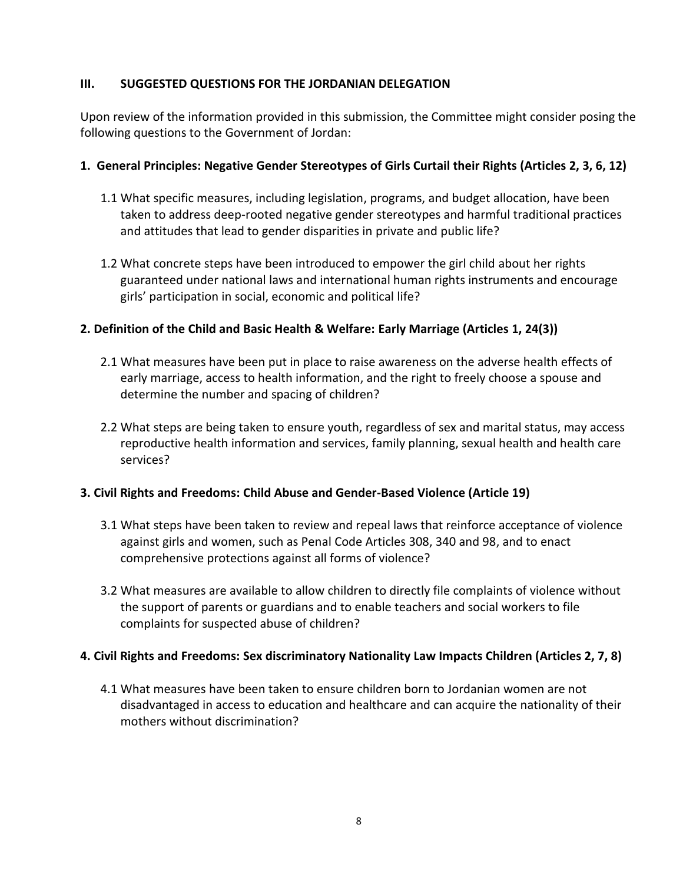## III. SUGGESTED QUESTIONS FOR THE JORDANIAN DELEGATION

Upon review of the information provided in this submission, the Committee might consider posing the following questions to the Government of Jordan:

### 1. General Principles: Negative Gender Stereotypes of Girls Curtail their Rights (Articles 2, 3, 6, 12)

1.1 What specific measures, including legislation, programs, and budget allocation, have been taken to address deep-rooted negative gender stereotypes and harmful traditional practices and attitudes that lead to gender disparities in private and public life?

1.2 What concrete steps have been introduced to empower the girl child about her rights guaranteed under national laws and international human rights instruments and encourage girls' participation in social, economic and political life?

### 2. Definition of the Child and Basic Health & Welfare: Early Marriage (Articles 1, 24(3))

2.1 What measures have been put in place to raise awareness on the adverse health effects of early marriage, access to health information, and the right to freely choose a spouse and determine the number and spacing of children?

2.2 What steps are being taken to ensure youth, regardless of sex and marital status, may access reproductive health information and services, family planning, sexual health and health care services?

### 3. Civil Rights and Freedoms: Child Abuse and Gender-Based Violence (Article 19)

3.1 What steps have been taken to review and repeal laws that reinforce acceptance of violence against girls and women, such as Penal Code Articles 308, 340 and 98, and to enact comprehensive protections against all forms of violence?

3.2 What measures are available to allow children to directly file complaints of violence without the support of parents or guardians and to enable teachers and social workers to file complaints for suspected abuse of children?

### 4. Civil Rights and Freedoms: Sex discriminatory Nationality Law Impacts Children (Articles 2, 7, 8)

4.1 What measures have been taken to ensure children born to Jordanian women are not disadvantaged in access to education and healthcare and can acquire the nationality of their mothers without discrimination?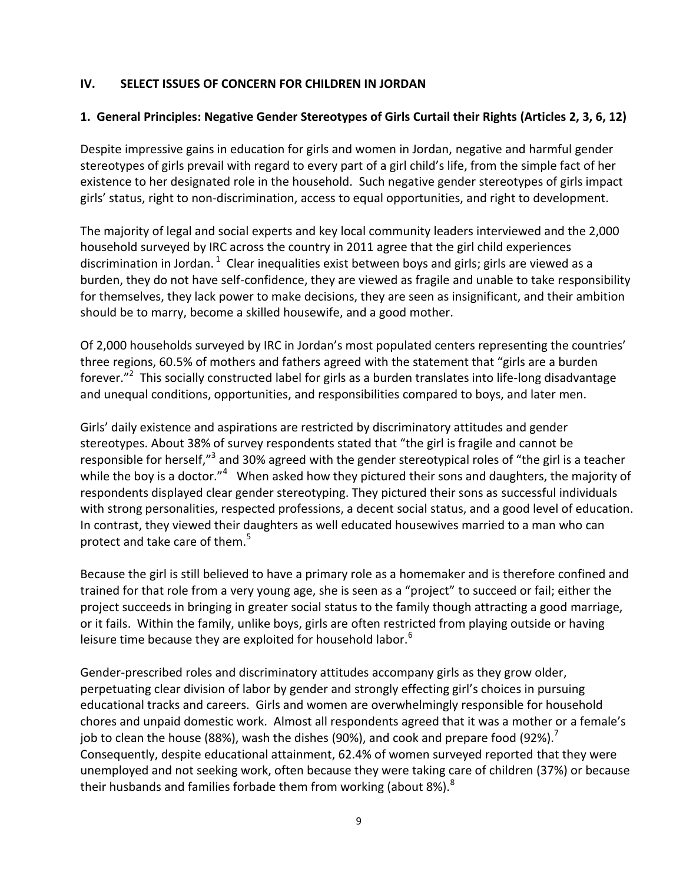## IV. SELECT ISSUES OF CONCERN FOR CHILDREN IN JORDAN

### 1. General Principles: Negative Gender Stereotypes of Girls Curtail their Rights (Articles 2, 3, 6, 12)

Despite impressive gains in education for girls and women in Jordan, negative and harmful gender stereotypes of girls prevail with regard to every part of a girl child's life, from the simple fact of her existence to her designated role in the household. Such negative gender stereotypes of girls impact girls' status, right to non-discrimination, access to equal opportunities, and right to development.

The majority of legal and social experts and key local community leaders interviewed and the 2,000 household surveyed by IRC across the country in 2011 agree that the girl child experiences discrimination in Jordan.[1] Clear inequalities exist between boys and girls; girls are viewed as a burden, they do not have self-confidence, they are viewed as fragile and unable to take responsibility for themselves, they lack power to make decisions, they are seen as insignificant, and their ambition should be to marry, become a skilled housewife, and a good mother.

Of 2,000 households surveyed by IRC in Jordan's most populated centers representing the countries' three regions, 60.5% of mothers and fathers agreed with the statement that "girls are a burden forever."[2] This socially constructed label for girls as a burden translates into life-long disadvantage and unequal conditions, opportunities, and responsibilities compared to boys, and later men.

Girls' daily existence and aspirations are restricted by discriminatory attitudes and gender stereotypes. About 38% of survey respondents stated that "the girl is fragile and cannot be responsible for herself,"[3] and 30% agreed with the gender stereotypical roles of "the girl is a teacher while the boy is a doctor."[4] When asked how they pictured their sons and daughters, the majority of respondents displayed clear gender stereotyping. They pictured their sons as successful individuals with strong personalities, respected professions, a decent social status, and a good level of education. In contrast, they viewed their daughters as well educated housewives married to a man who can protect and take care of them.[5]

Because the girl is still believed to have a primary role as a homemaker and is therefore confined and trained for that role from a very young age, she is seen as a "project" to succeed or fail; either the project succeeds in bringing in greater social status to the family though attracting a good marriage, or it fails. Within the family, unlike boys, girls are often restricted from playing outside or having leisure time because they are exploited for household labor.[6]

Gender-prescribed roles and discriminatory attitudes accompany girls as they grow older, perpetuating clear division of labor by gender and strongly effecting girl's choices in pursuing educational tracks and careers. Girls and women are overwhelmingly responsible for household chores and unpaid domestic work. Almost all respondents agreed that it was a mother or a female's job to clean the house (88%), wash the dishes (90%), and cook and prepare food (92%).[7] Consequently, despite educational attainment, 62.4% of women surveyed reported that they were unemployed and not seeking work, often because they were taking care of children (37%) or because their husbands and families forbade them from working (about 8%).[8]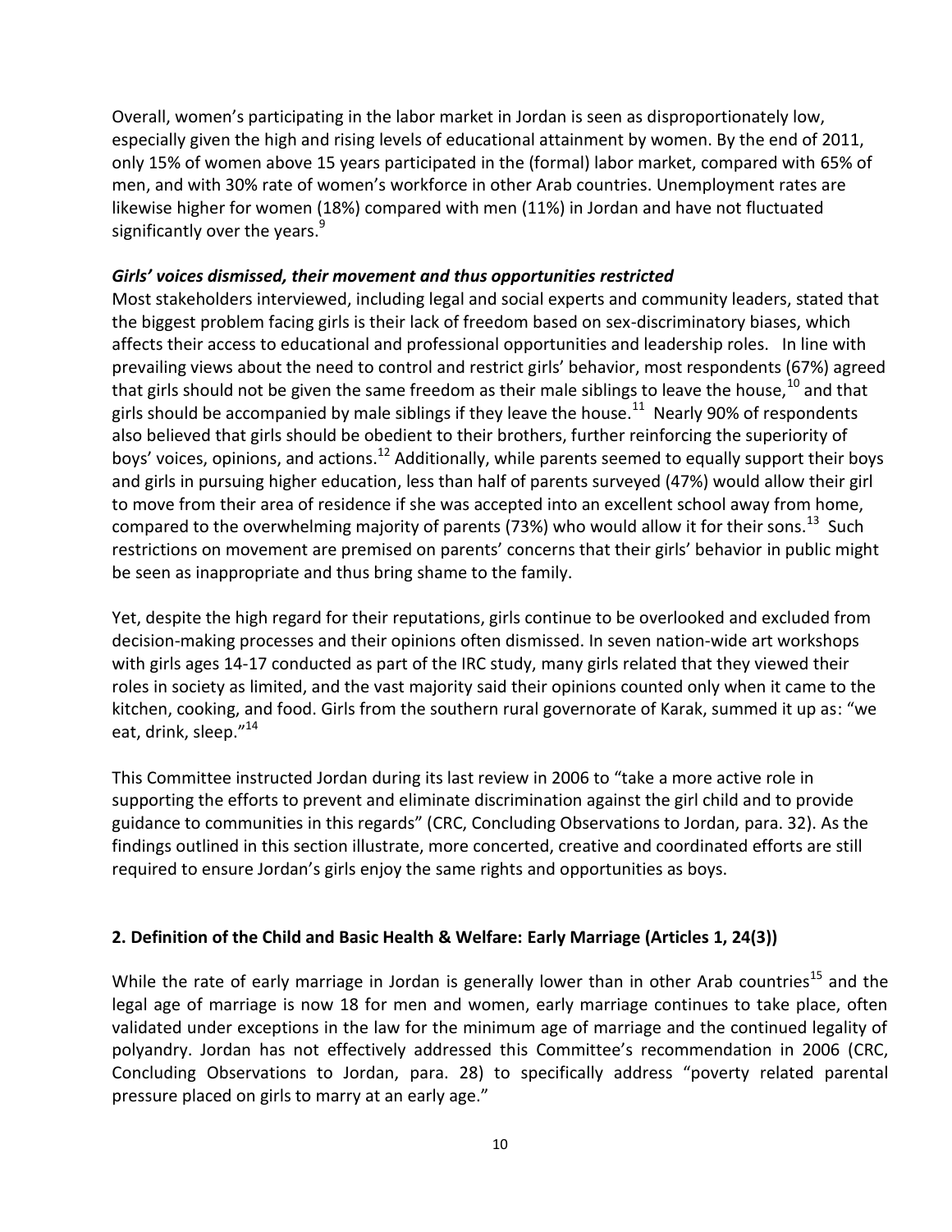Overall, women's participating in the labor market in Jordan is seen as disproportionately low, especially given the high and rising levels of educational attainment by women. By the end of 2011, only 15% of women above 15 years participated in the (formal) labor market, compared with 65% of men, and with 30% rate of women's workforce in other Arab countries. Unemployment rates are likewise higher for women (18%) compared with men (11%) in Jordan and have not fluctuated significantly over the years.[9]

***Girls' voices dismissed, their movement and thus opportunities restricted***

Most stakeholders interviewed, including legal and social experts and community leaders, stated that the biggest problem facing girls is their lack of freedom based on sex-discriminatory biases, which affects their access to educational and professional opportunities and leadership roles. In line with prevailing views about the need to control and restrict girls' behavior, most respondents (67%) agreed that girls should not be given the same freedom as their male siblings to leave the house,[10] and that girls should be accompanied by male siblings if they leave the house.[11] Nearly 90% of respondents also believed that girls should be obedient to their brothers, further reinforcing the superiority of boys' voices, opinions, and actions.[12] Additionally, while parents seemed to equally support their boys and girls in pursuing higher education, less than half of parents surveyed (47%) would allow their girl to move from their area of residence if she was accepted into an excellent school away from home, compared to the overwhelming majority of parents (73%) who would allow it for their sons.[13] Such restrictions on movement are premised on parents' concerns that their girls' behavior in public might be seen as inappropriate and thus bring shame to the family.

Yet, despite the high regard for their reputations, girls continue to be overlooked and excluded from decision-making processes and their opinions often dismissed. In seven nation-wide art workshops with girls ages 14-17 conducted as part of the IRC study, many girls related that they viewed their roles in society as limited, and the vast majority said their opinions counted only when it came to the kitchen, cooking, and food. Girls from the southern rural governorate of Karak, summed it up as: "we eat, drink, sleep."[14]

This Committee instructed Jordan during its last review in 2006 to "take a more active role in supporting the efforts to prevent and eliminate discrimination against the girl child and to provide guidance to communities in this regards" (CRC, Concluding Observations to Jordan, para. 32). As the findings outlined in this section illustrate, more concerted, creative and coordinated efforts are still required to ensure Jordan's girls enjoy the same rights and opportunities as boys.

## 2. Definition of the Child and Basic Health & Welfare: Early Marriage (Articles 1, 24(3))

While the rate of early marriage in Jordan is generally lower than in other Arab countries[15] and the legal age of marriage is now 18 for men and women, early marriage continues to take place, often validated under exceptions in the law for the minimum age of marriage and the continued legality of polyandry. Jordan has not effectively addressed this Committee's recommendation in 2006 (CRC, Concluding Observations to Jordan, para. 28) to specifically address "poverty related parental pressure placed on girls to marry at an early age."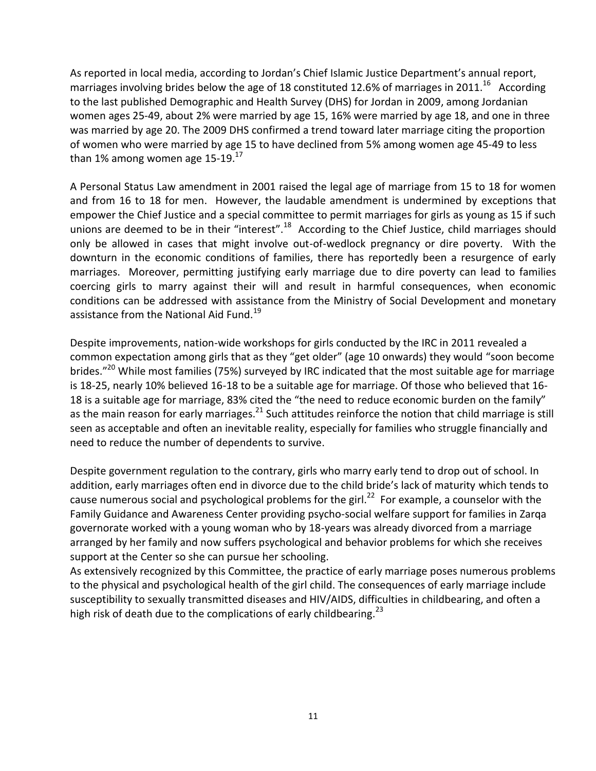As reported in local media, according to Jordan's Chief Islamic Justice Department's annual report, marriages involving brides below the age of 18 constituted 12.6% of marriages in 2011.[16] According to the last published Demographic and Health Survey (DHS) for Jordan in 2009, among Jordanian women ages 25-49, about 2% were married by age 15, 16% were married by age 18, and one in three was married by age 20. The 2009 DHS confirmed a trend toward later marriage citing the proportion of women who were married by age 15 to have declined from 5% among women age 45-49 to less than 1% among women age 15-19.[17]

A Personal Status Law amendment in 2001 raised the legal age of marriage from 15 to 18 for women and from 16 to 18 for men. However, the laudable amendment is undermined by exceptions that empower the Chief Justice and a special committee to permit marriages for girls as young as 15 if such unions are deemed to be in their "interest".[18] According to the Chief Justice, child marriages should only be allowed in cases that might involve out-of-wedlock pregnancy or dire poverty. With the downturn in the economic conditions of families, there has reportedly been a resurgence of early marriages. Moreover, permitting justifying early marriage due to dire poverty can lead to families coercing girls to marry against their will and result in harmful consequences, when economic conditions can be addressed with assistance from the Ministry of Social Development and monetary assistance from the National Aid Fund.[19]

Despite improvements, nation-wide workshops for girls conducted by the IRC in 2011 revealed a common expectation among girls that as they "get older" (age 10 onwards) they would "soon become brides."[20] While most families (75%) surveyed by IRC indicated that the most suitable age for marriage is 18-25, nearly 10% believed 16-18 to be a suitable age for marriage. Of those who believed that 16-18 is a suitable age for marriage, 83% cited the "the need to reduce economic burden on the family" as the main reason for early marriages.[21] Such attitudes reinforce the notion that child marriage is still seen as acceptable and often an inevitable reality, especially for families who struggle financially and need to reduce the number of dependents to survive.

Despite government regulation to the contrary, girls who marry early tend to drop out of school. In addition, early marriages often end in divorce due to the child bride's lack of maturity which tends to cause numerous social and psychological problems for the girl.[22] For example, a counselor with the Family Guidance and Awareness Center providing psycho-social welfare support for families in Zarqa governorate worked with a young woman who by 18-years was already divorced from a marriage arranged by her family and now suffers psychological and behavior problems for which she receives support at the Center so she can pursue her schooling.

As extensively recognized by this Committee, the practice of early marriage poses numerous problems to the physical and psychological health of the girl child. The consequences of early marriage include susceptibility to sexually transmitted diseases and HIV/AIDS, difficulties in childbearing, and often a high risk of death due to the complications of early childbearing.[23]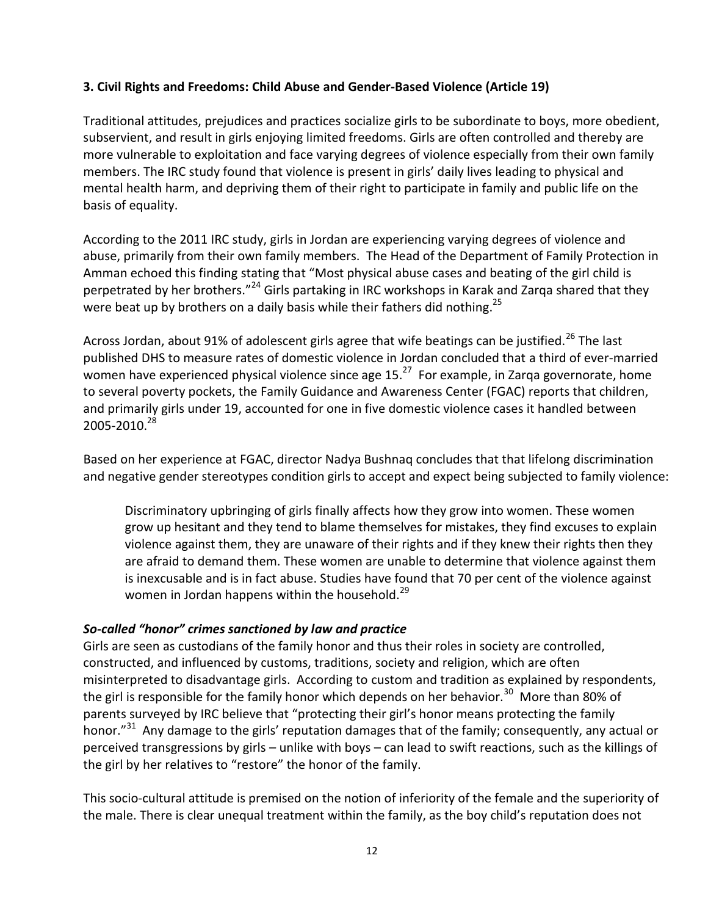### 3. Civil Rights and Freedoms: Child Abuse and Gender-Based Violence (Article 19)

Traditional attitudes, prejudices and practices socialize girls to be subordinate to boys, more obedient, subservient, and result in girls enjoying limited freedoms. Girls are often controlled and thereby are more vulnerable to exploitation and face varying degrees of violence especially from their own family members. The IRC study found that violence is present in girls' daily lives leading to physical and mental health harm, and depriving them of their right to participate in family and public life on the basis of equality.

According to the 2011 IRC study, girls in Jordan are experiencing varying degrees of violence and abuse, primarily from their own family members. The Head of the Department of Family Protection in Amman echoed this finding stating that "Most physical abuse cases and beating of the girl child is perpetrated by her brothers."[24] Girls partaking in IRC workshops in Karak and Zarqa shared that they were beat up by brothers on a daily basis while their fathers did nothing.[25]

Across Jordan, about 91% of adolescent girls agree that wife beatings can be justified.[26] The last published DHS to measure rates of domestic violence in Jordan concluded that a third of ever-married women have experienced physical violence since age 15.[27] For example, in Zarqa governorate, home to several poverty pockets, the Family Guidance and Awareness Center (FGAC) reports that children, and primarily girls under 19, accounted for one in five domestic violence cases it handled between 2005-2010.[28]

Based on her experience at FGAC, director Nadya Bushnaq concludes that that lifelong discrimination and negative gender stereotypes condition girls to accept and expect being subjected to family violence:

> Discriminatory upbringing of girls finally affects how they grow into women. These women grow up hesitant and they tend to blame themselves for mistakes, they find excuses to explain violence against them, they are unaware of their rights and if they knew their rights then they are afraid to demand them. These women are unable to determine that violence against them is inexcusable and is in fact abuse. Studies have found that 70 per cent of the violence against women in Jordan happens within the household.[29]

#### *So-called "honor" crimes sanctioned by law and practice*

Girls are seen as custodians of the family honor and thus their roles in society are controlled, constructed, and influenced by customs, traditions, society and religion, which are often misinterpreted to disadvantage girls. According to custom and tradition as explained by respondents, the girl is responsible for the family honor which depends on her behavior.[30] More than 80% of parents surveyed by IRC believe that "protecting their girl's honor means protecting the family honor."[31] Any damage to the girls' reputation damages that of the family; consequently, any actual or perceived transgressions by girls – unlike with boys – can lead to swift reactions, such as the killings of the girl by her relatives to "restore" the honor of the family.

This socio-cultural attitude is premised on the notion of inferiority of the female and the superiority of the male. There is clear unequal treatment within the family, as the boy child's reputation does not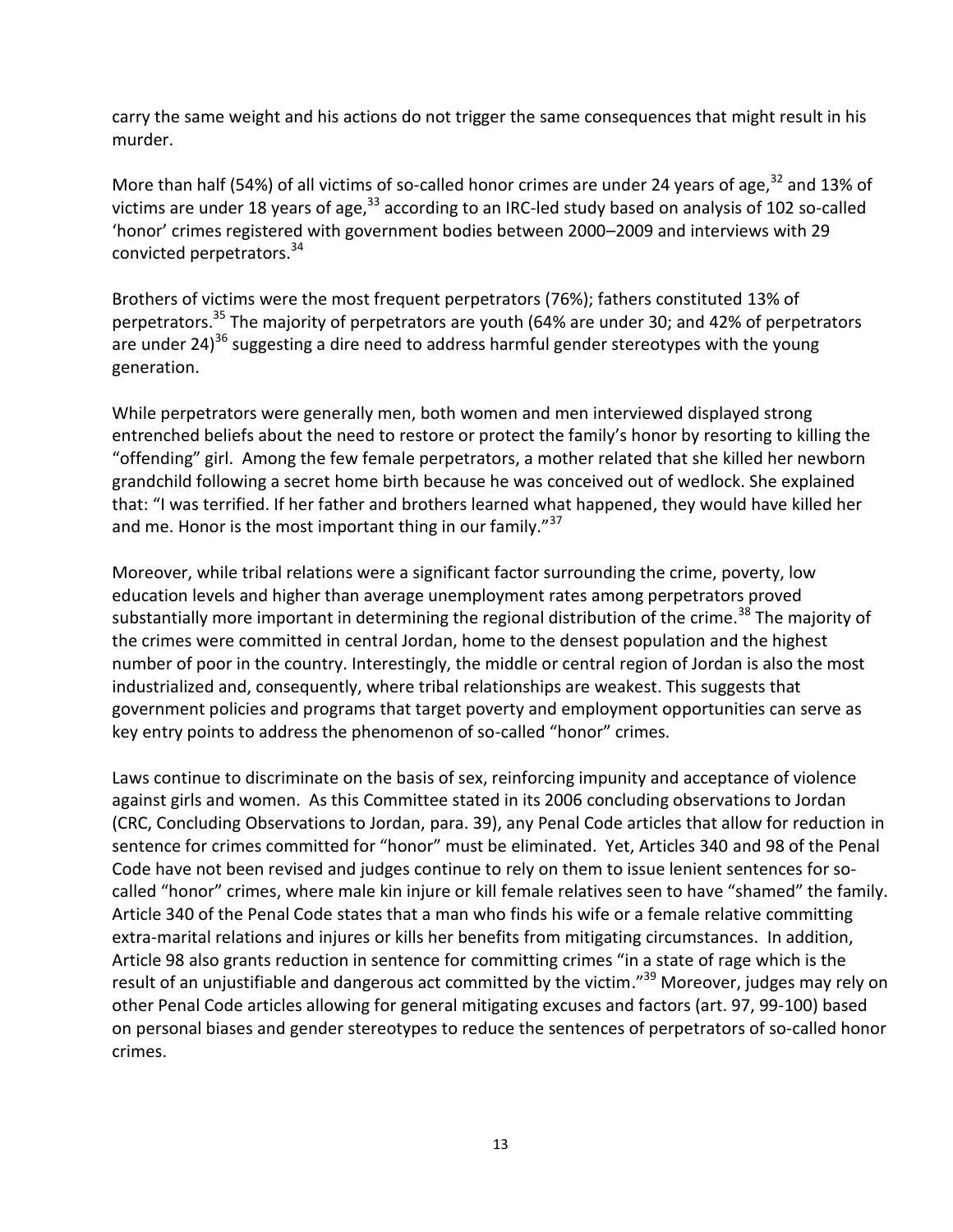carry the same weight and his actions do not trigger the same consequences that might result in his murder.

More than half (54%) of all victims of so-called honor crimes are under 24 years of age,[32] and 13% of victims are under 18 years of age,[33] according to an IRC-led study based on analysis of 102 so-called 'honor' crimes registered with government bodies between 2000–2009 and interviews with 29 convicted perpetrators.[34]

Brothers of victims were the most frequent perpetrators (76%); fathers constituted 13% of perpetrators.[35] The majority of perpetrators are youth (64% are under 30; and 42% of perpetrators are under 24)[36] suggesting a dire need to address harmful gender stereotypes with the young generation.

While perpetrators were generally men, both women and men interviewed displayed strong entrenched beliefs about the need to restore or protect the family's honor by resorting to killing the "offending" girl. Among the few female perpetrators, a mother related that she killed her newborn grandchild following a secret home birth because he was conceived out of wedlock. She explained that: "I was terrified. If her father and brothers learned what happened, they would have killed her and me. Honor is the most important thing in our family."[37]

Moreover, while tribal relations were a significant factor surrounding the crime, poverty, low education levels and higher than average unemployment rates among perpetrators proved substantially more important in determining the regional distribution of the crime.[38] The majority of the crimes were committed in central Jordan, home to the densest population and the highest number of poor in the country. Interestingly, the middle or central region of Jordan is also the most industrialized and, consequently, where tribal relationships are weakest. This suggests that government policies and programs that target poverty and employment opportunities can serve as key entry points to address the phenomenon of so-called "honor" crimes.

Laws continue to discriminate on the basis of sex, reinforcing impunity and acceptance of violence against girls and women. As this Committee stated in its 2006 concluding observations to Jordan (CRC, Concluding Observations to Jordan, para. 39), any Penal Code articles that allow for reduction in sentence for crimes committed for "honor" must be eliminated. Yet, Articles 340 and 98 of the Penal Code have not been revised and judges continue to rely on them to issue lenient sentences for so-called "honor" crimes, where male kin injure or kill female relatives seen to have "shamed" the family. Article 340 of the Penal Code states that a man who finds his wife or a female relative committing extra-marital relations and injures or kills her benefits from mitigating circumstances. In addition, Article 98 also grants reduction in sentence for committing crimes "in a state of rage which is the result of an unjustifiable and dangerous act committed by the victim."[39] Moreover, judges may rely on other Penal Code articles allowing for general mitigating excuses and factors (art. 97, 99-100) based on personal biases and gender stereotypes to reduce the sentences of perpetrators of so-called honor crimes.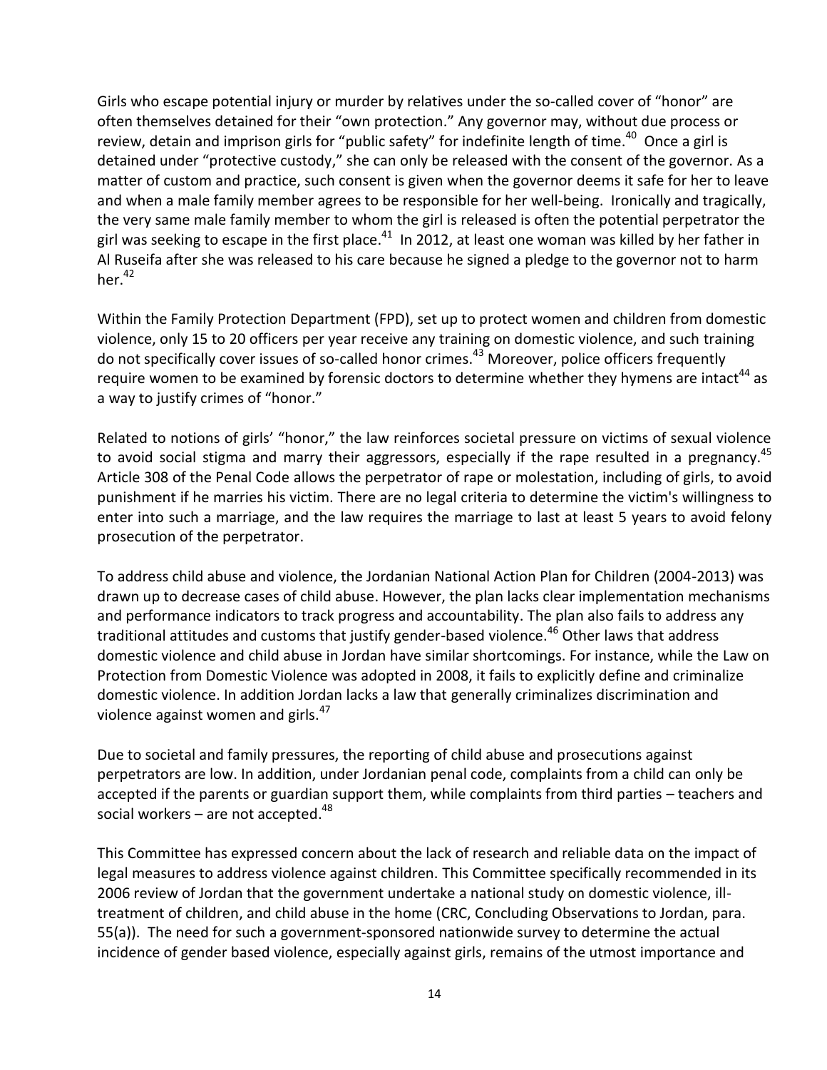Girls who escape potential injury or murder by relatives under the so-called cover of "honor" are often themselves detained for their "own protection." Any governor may, without due process or review, detain and imprison girls for "public safety" for indefinite length of time.[40] Once a girl is detained under "protective custody," she can only be released with the consent of the governor. As a matter of custom and practice, such consent is given when the governor deems it safe for her to leave and when a male family member agrees to be responsible for her well-being. Ironically and tragically, the very same male family member to whom the girl is released is often the potential perpetrator the girl was seeking to escape in the first place.[41] In 2012, at least one woman was killed by her father in Al Ruseifa after she was released to his care because he signed a pledge to the governor not to harm her.[42]

Within the Family Protection Department (FPD), set up to protect women and children from domestic violence, only 15 to 20 officers per year receive any training on domestic violence, and such training do not specifically cover issues of so-called honor crimes.[43] Moreover, police officers frequently require women to be examined by forensic doctors to determine whether they hymens are intact[44] as a way to justify crimes of "honor."

Related to notions of girls' "honor," the law reinforces societal pressure on victims of sexual violence to avoid social stigma and marry their aggressors, especially if the rape resulted in a pregnancy.[45] Article 308 of the Penal Code allows the perpetrator of rape or molestation, including of girls, to avoid punishment if he marries his victim. There are no legal criteria to determine the victim's willingness to enter into such a marriage, and the law requires the marriage to last at least 5 years to avoid felony prosecution of the perpetrator.

To address child abuse and violence, the Jordanian National Action Plan for Children (2004-2013) was drawn up to decrease cases of child abuse. However, the plan lacks clear implementation mechanisms and performance indicators to track progress and accountability. The plan also fails to address any traditional attitudes and customs that justify gender-based violence.[46] Other laws that address domestic violence and child abuse in Jordan have similar shortcomings. For instance, while the Law on Protection from Domestic Violence was adopted in 2008, it fails to explicitly define and criminalize domestic violence. In addition Jordan lacks a law that generally criminalizes discrimination and violence against women and girls.[47]

Due to societal and family pressures, the reporting of child abuse and prosecutions against perpetrators are low. In addition, under Jordanian penal code, complaints from a child can only be accepted if the parents or guardian support them, while complaints from third parties – teachers and social workers – are not accepted.[48]

This Committee has expressed concern about the lack of research and reliable data on the impact of legal measures to address violence against children. This Committee specifically recommended in its 2006 review of Jordan that the government undertake a national study on domestic violence, ill-treatment of children, and child abuse in the home (CRC, Concluding Observations to Jordan, para. 55(a)). The need for such a government-sponsored nationwide survey to determine the actual incidence of gender based violence, especially against girls, remains of the utmost importance and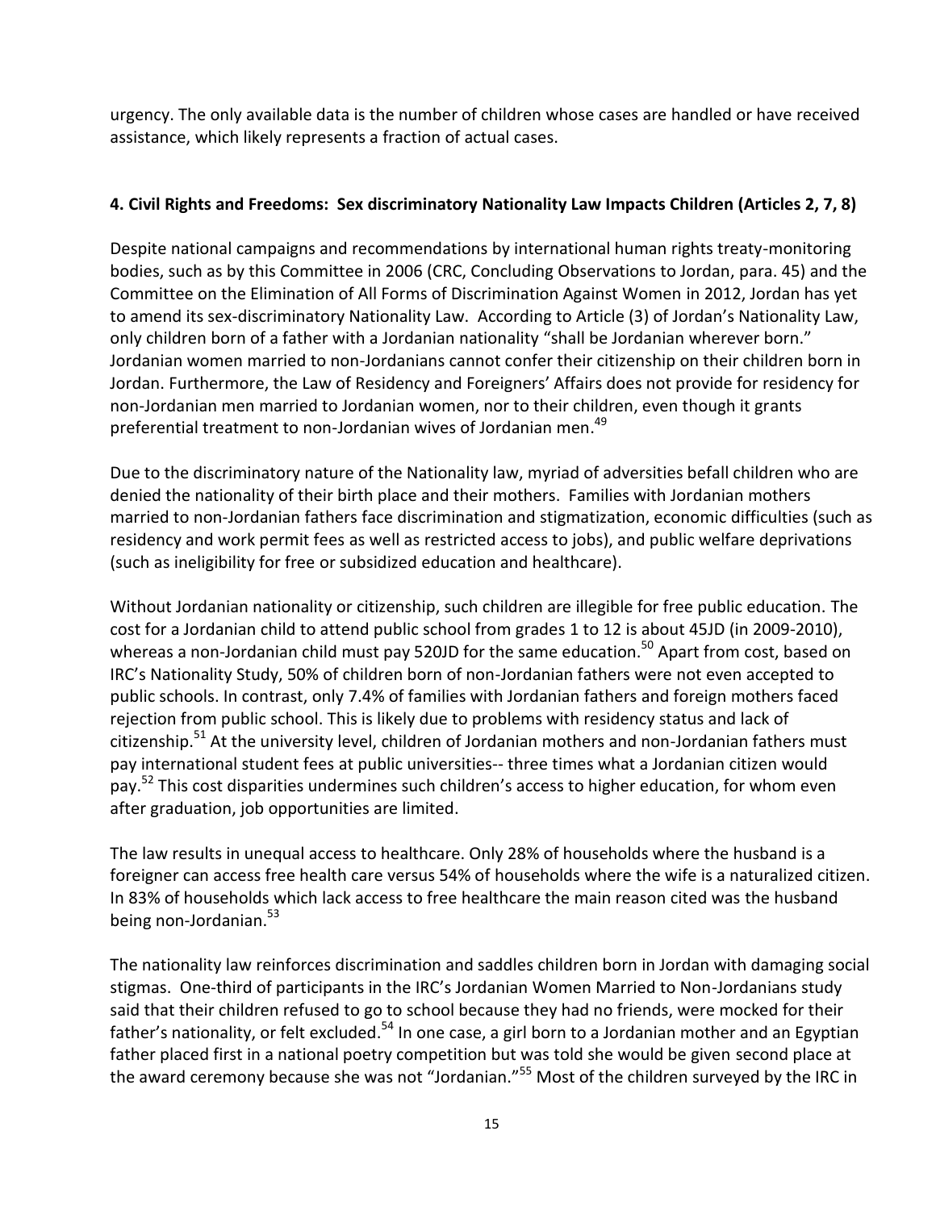urgency. The only available data is the number of children whose cases are handled or have received assistance, which likely represents a fraction of actual cases.

**4. Civil Rights and Freedoms: Sex discriminatory Nationality Law Impacts Children (Articles 2, 7, 8)**

Despite national campaigns and recommendations by international human rights treaty-monitoring bodies, such as by this Committee in 2006 (CRC, Concluding Observations to Jordan, para. 45) and the Committee on the Elimination of All Forms of Discrimination Against Women in 2012, Jordan has yet to amend its sex-discriminatory Nationality Law. According to Article (3) of Jordan's Nationality Law, only children born of a father with a Jordanian nationality "shall be Jordanian wherever born." Jordanian women married to non-Jordanians cannot confer their citizenship on their children born in Jordan. Furthermore, the Law of Residency and Foreigners' Affairs does not provide for residency for non-Jordanian men married to Jordanian women, nor to their children, even though it grants preferential treatment to non-Jordanian wives of Jordanian men.[49]

Due to the discriminatory nature of the Nationality law, myriad of adversities befall children who are denied the nationality of their birth place and their mothers. Families with Jordanian mothers married to non-Jordanian fathers face discrimination and stigmatization, economic difficulties (such as residency and work permit fees as well as restricted access to jobs), and public welfare deprivations (such as ineligibility for free or subsidized education and healthcare).

Without Jordanian nationality or citizenship, such children are illegible for free public education. The cost for a Jordanian child to attend public school from grades 1 to 12 is about 45JD (in 2009-2010), whereas a non-Jordanian child must pay 520JD for the same education.[50] Apart from cost, based on IRC's Nationality Study, 50% of children born of non-Jordanian fathers were not even accepted to public schools. In contrast, only 7.4% of families with Jordanian fathers and foreign mothers faced rejection from public school. This is likely due to problems with residency status and lack of citizenship.[51] At the university level, children of Jordanian mothers and non-Jordanian fathers must pay international student fees at public universities-- three times what a Jordanian citizen would pay.[52] This cost disparities undermines such children's access to higher education, for whom even after graduation, job opportunities are limited.

The law results in unequal access to healthcare. Only 28% of households where the husband is a foreigner can access free health care versus 54% of households where the wife is a naturalized citizen. In 83% of households which lack access to free healthcare the main reason cited was the husband being non-Jordanian.[53]

The nationality law reinforces discrimination and saddles children born in Jordan with damaging social stigmas. One-third of participants in the IRC's Jordanian Women Married to Non-Jordanians study said that their children refused to go to school because they had no friends, were mocked for their father's nationality, or felt excluded.[54] In one case, a girl born to a Jordanian mother and an Egyptian father placed first in a national poetry competition but was told she would be given second place at the award ceremony because she was not "Jordanian."[55] Most of the children surveyed by the IRC in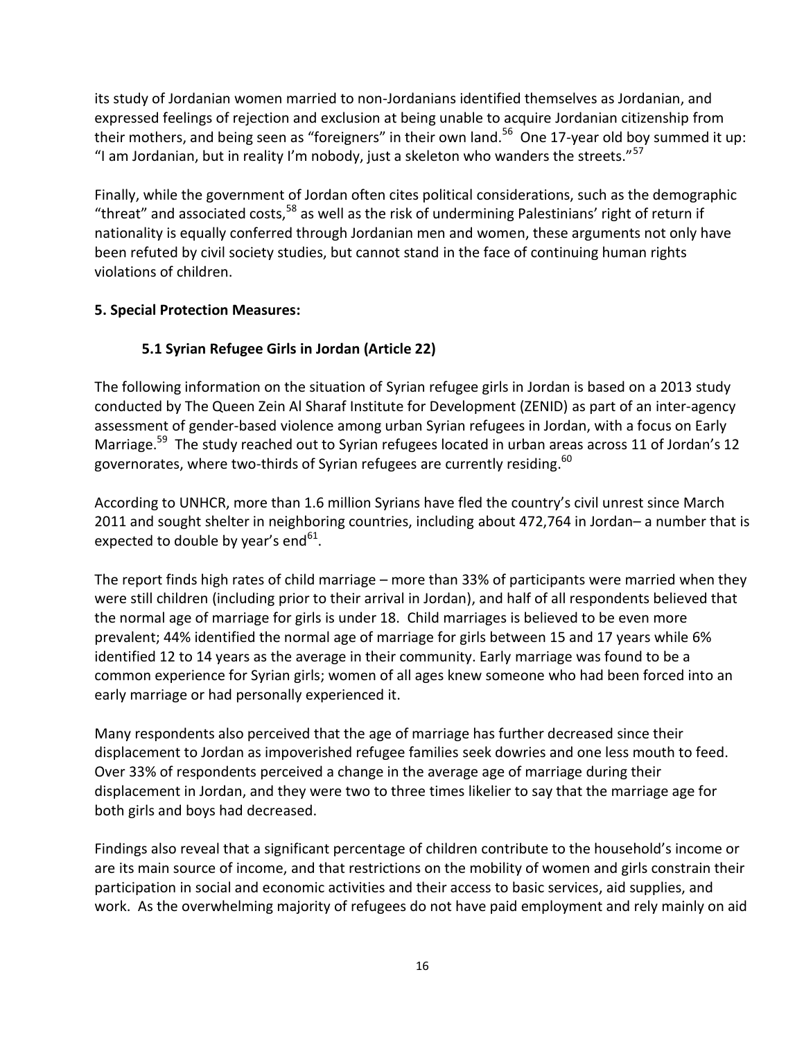its study of Jordanian women married to non-Jordanians identified themselves as Jordanian, and expressed feelings of rejection and exclusion at being unable to acquire Jordanian citizenship from their mothers, and being seen as "foreigners" in their own land.[56] One 17-year old boy summed it up: "I am Jordanian, but in reality I'm nobody, just a skeleton who wanders the streets."[57]

Finally, while the government of Jordan often cites political considerations, such as the demographic "threat" and associated costs,[58] as well as the risk of undermining Palestinians' right of return if nationality is equally conferred through Jordanian men and women, these arguments not only have been refuted by civil society studies, but cannot stand in the face of continuing human rights violations of children.

## 5. Special Protection Measures:

### 5.1 Syrian Refugee Girls in Jordan (Article 22)

The following information on the situation of Syrian refugee girls in Jordan is based on a 2013 study conducted by The Queen Zein Al Sharaf Institute for Development (ZENID) as part of an inter-agency assessment of gender-based violence among urban Syrian refugees in Jordan, with a focus on Early Marriage.[59] The study reached out to Syrian refugees located in urban areas across 11 of Jordan's 12 governorates, where two-thirds of Syrian refugees are currently residing.[60]

According to UNHCR, more than 1.6 million Syrians have fled the country's civil unrest since March 2011 and sought shelter in neighboring countries, including about 472,764 in Jordan– a number that is expected to double by year's end[61].

The report finds high rates of child marriage – more than 33% of participants were married when they were still children (including prior to their arrival in Jordan), and half of all respondents believed that the normal age of marriage for girls is under 18. Child marriages is believed to be even more prevalent; 44% identified the normal age of marriage for girls between 15 and 17 years while 6% identified 12 to 14 years as the average in their community. Early marriage was found to be a common experience for Syrian girls; women of all ages knew someone who had been forced into an early marriage or had personally experienced it.

Many respondents also perceived that the age of marriage has further decreased since their displacement to Jordan as impoverished refugee families seek dowries and one less mouth to feed. Over 33% of respondents perceived a change in the average age of marriage during their displacement in Jordan, and they were two to three times likelier to say that the marriage age for both girls and boys had decreased.

Findings also reveal that a significant percentage of children contribute to the household's income or are its main source of income, and that restrictions on the mobility of women and girls constrain their participation in social and economic activities and their access to basic services, aid supplies, and work. As the overwhelming majority of refugees do not have paid employment and rely mainly on aid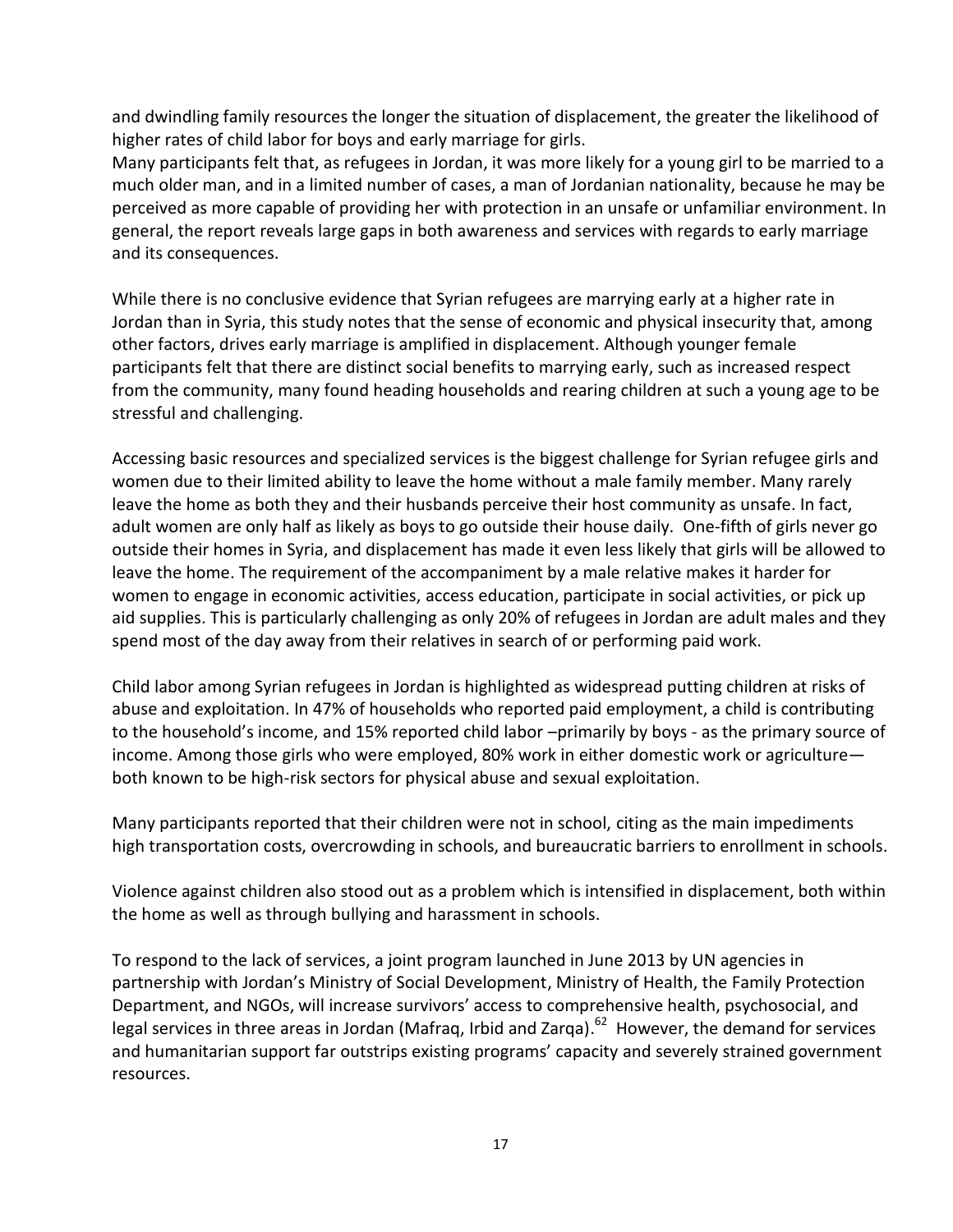and dwindling family resources the longer the situation of displacement, the greater the likelihood of higher rates of child labor for boys and early marriage for girls.
Many participants felt that, as refugees in Jordan, it was more likely for a young girl to be married to a much older man, and in a limited number of cases, a man of Jordanian nationality, because he may be perceived as more capable of providing her with protection in an unsafe or unfamiliar environment. In general, the report reveals large gaps in both awareness and services with regards to early marriage and its consequences.

While there is no conclusive evidence that Syrian refugees are marrying early at a higher rate in Jordan than in Syria, this study notes that the sense of economic and physical insecurity that, among other factors, drives early marriage is amplified in displacement. Although younger female participants felt that there are distinct social benefits to marrying early, such as increased respect from the community, many found heading households and rearing children at such a young age to be stressful and challenging.

Accessing basic resources and specialized services is the biggest challenge for Syrian refugee girls and women due to their limited ability to leave the home without a male family member. Many rarely leave the home as both they and their husbands perceive their host community as unsafe. In fact, adult women are only half as likely as boys to go outside their house daily. One-fifth of girls never go outside their homes in Syria, and displacement has made it even less likely that girls will be allowed to leave the home. The requirement of the accompaniment by a male relative makes it harder for women to engage in economic activities, access education, participate in social activities, or pick up aid supplies. This is particularly challenging as only 20% of refugees in Jordan are adult males and they spend most of the day away from their relatives in search of or performing paid work.

Child labor among Syrian refugees in Jordan is highlighted as widespread putting children at risks of abuse and exploitation. In 47% of households who reported paid employment, a child is contributing to the household's income, and 15% reported child labor –primarily by boys - as the primary source of income. Among those girls who were employed, 80% work in either domestic work or agriculture—both known to be high-risk sectors for physical abuse and sexual exploitation.

Many participants reported that their children were not in school, citing as the main impediments high transportation costs, overcrowding in schools, and bureaucratic barriers to enrollment in schools.

Violence against children also stood out as a problem which is intensified in displacement, both within the home as well as through bullying and harassment in schools.

To respond to the lack of services, a joint program launched in June 2013 by UN agencies in partnership with Jordan's Ministry of Social Development, Ministry of Health, the Family Protection Department, and NGOs, will increase survivors' access to comprehensive health, psychosocial, and legal services in three areas in Jordan (Mafraq, Irbid and Zarqa).[62] However, the demand for services and humanitarian support far outstrips existing programs' capacity and severely strained government resources.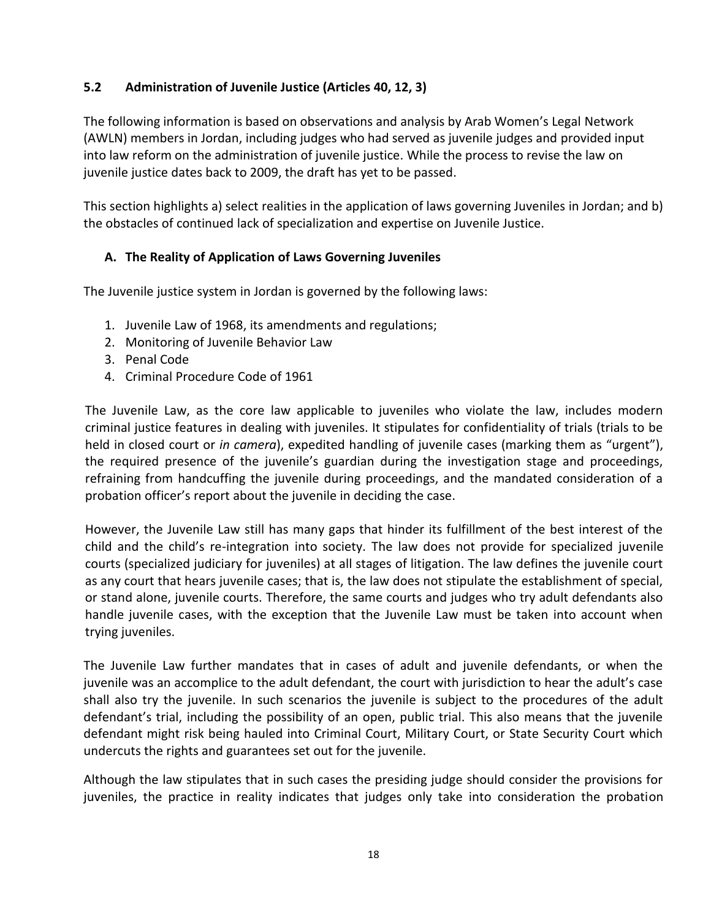## 5.2 Administration of Juvenile Justice (Articles 40, 12, 3)

The following information is based on observations and analysis by Arab Women's Legal Network (AWLN) members in Jordan, including judges who had served as juvenile judges and provided input into law reform on the administration of juvenile justice. While the process to revise the law on juvenile justice dates back to 2009, the draft has yet to be passed.

This section highlights a) select realities in the application of laws governing Juveniles in Jordan; and b) the obstacles of continued lack of specialization and expertise on Juvenile Justice.

### A. The Reality of Application of Laws Governing Juveniles

The Juvenile justice system in Jordan is governed by the following laws:

1. Juvenile Law of 1968, its amendments and regulations;
2. Monitoring of Juvenile Behavior Law
3. Penal Code
4. Criminal Procedure Code of 1961

The Juvenile Law, as the core law applicable to juveniles who violate the law, includes modern criminal justice features in dealing with juveniles. It stipulates for confidentiality of trials (trials to be held in closed court or *in camera*), expedited handling of juvenile cases (marking them as "urgent"), the required presence of the juvenile's guardian during the investigation stage and proceedings, refraining from handcuffing the juvenile during proceedings, and the mandated consideration of a probation officer's report about the juvenile in deciding the case.

However, the Juvenile Law still has many gaps that hinder its fulfillment of the best interest of the child and the child's re-integration into society. The law does not provide for specialized juvenile courts (specialized judiciary for juveniles) at all stages of litigation. The law defines the juvenile court as any court that hears juvenile cases; that is, the law does not stipulate the establishment of special, or stand alone, juvenile courts. Therefore, the same courts and judges who try adult defendants also handle juvenile cases, with the exception that the Juvenile Law must be taken into account when trying juveniles.

The Juvenile Law further mandates that in cases of adult and juvenile defendants, or when the juvenile was an accomplice to the adult defendant, the court with jurisdiction to hear the adult's case shall also try the juvenile. In such scenarios the juvenile is subject to the procedures of the adult defendant's trial, including the possibility of an open, public trial. This also means that the juvenile defendant might risk being hauled into Criminal Court, Military Court, or State Security Court which undercuts the rights and guarantees set out for the juvenile.

Although the law stipulates that in such cases the presiding judge should consider the provisions for juveniles, the practice in reality indicates that judges only take into consideration the probation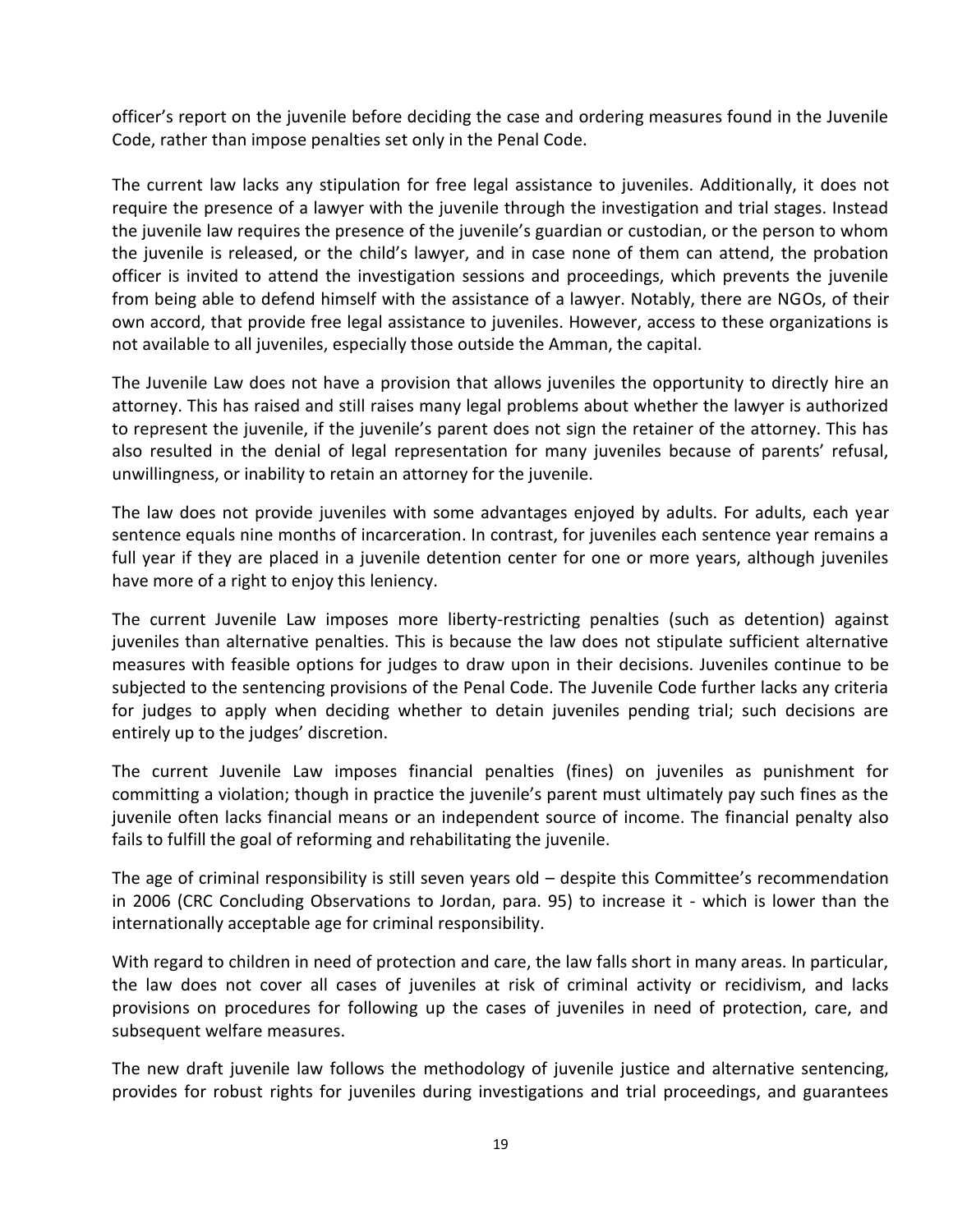officer's report on the juvenile before deciding the case and ordering measures found in the Juvenile Code, rather than impose penalties set only in the Penal Code.

The current law lacks any stipulation for free legal assistance to juveniles. Additionally, it does not require the presence of a lawyer with the juvenile through the investigation and trial stages. Instead the juvenile law requires the presence of the juvenile's guardian or custodian, or the person to whom the juvenile is released, or the child's lawyer, and in case none of them can attend, the probation officer is invited to attend the investigation sessions and proceedings, which prevents the juvenile from being able to defend himself with the assistance of a lawyer. Notably, there are NGOs, of their own accord, that provide free legal assistance to juveniles. However, access to these organizations is not available to all juveniles, especially those outside the Amman, the capital.

The Juvenile Law does not have a provision that allows juveniles the opportunity to directly hire an attorney. This has raised and still raises many legal problems about whether the lawyer is authorized to represent the juvenile, if the juvenile's parent does not sign the retainer of the attorney. This has also resulted in the denial of legal representation for many juveniles because of parents' refusal, unwillingness, or inability to retain an attorney for the juvenile.

The law does not provide juveniles with some advantages enjoyed by adults. For adults, each year sentence equals nine months of incarceration. In contrast, for juveniles each sentence year remains a full year if they are placed in a juvenile detention center for one or more years, although juveniles have more of a right to enjoy this leniency.

The current Juvenile Law imposes more liberty-restricting penalties (such as detention) against juveniles than alternative penalties. This is because the law does not stipulate sufficient alternative measures with feasible options for judges to draw upon in their decisions. Juveniles continue to be subjected to the sentencing provisions of the Penal Code. The Juvenile Code further lacks any criteria for judges to apply when deciding whether to detain juveniles pending trial; such decisions are entirely up to the judges' discretion.

The current Juvenile Law imposes financial penalties (fines) on juveniles as punishment for committing a violation; though in practice the juvenile's parent must ultimately pay such fines as the juvenile often lacks financial means or an independent source of income. The financial penalty also fails to fulfill the goal of reforming and rehabilitating the juvenile.

The age of criminal responsibility is still seven years old – despite this Committee's recommendation in 2006 (CRC Concluding Observations to Jordan, para. 95) to increase it - which is lower than the internationally acceptable age for criminal responsibility.

With regard to children in need of protection and care, the law falls short in many areas. In particular, the law does not cover all cases of juveniles at risk of criminal activity or recidivism, and lacks provisions on procedures for following up the cases of juveniles in need of protection, care, and subsequent welfare measures.

The new draft juvenile law follows the methodology of juvenile justice and alternative sentencing, provides for robust rights for juveniles during investigations and trial proceedings, and guarantees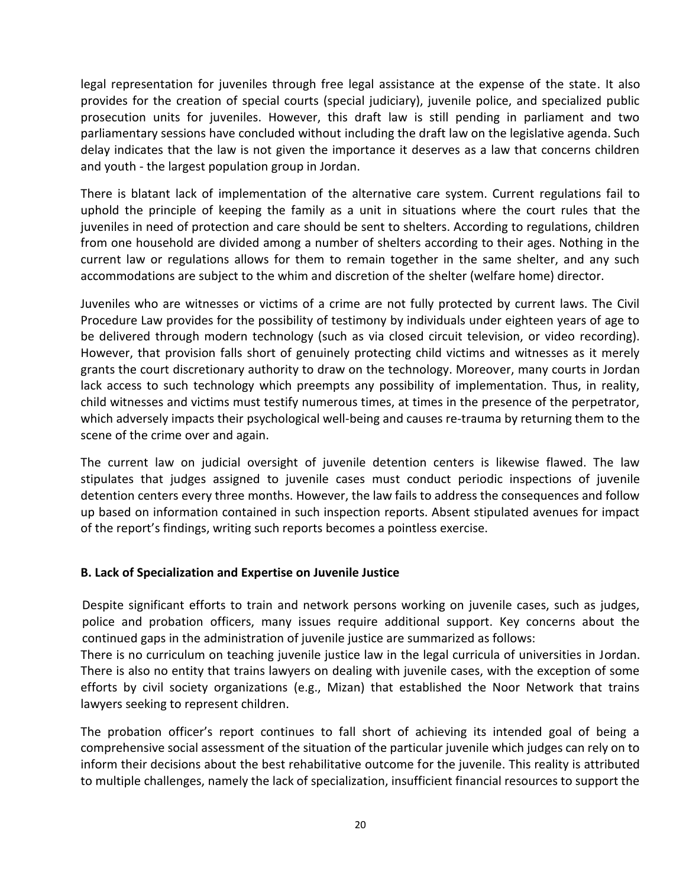legal representation for juveniles through free legal assistance at the expense of the state. It also provides for the creation of special courts (special judiciary), juvenile police, and specialized public prosecution units for juveniles. However, this draft law is still pending in parliament and two parliamentary sessions have concluded without including the draft law on the legislative agenda. Such delay indicates that the law is not given the importance it deserves as a law that concerns children and youth - the largest population group in Jordan.

There is blatant lack of implementation of the alternative care system. Current regulations fail to uphold the principle of keeping the family as a unit in situations where the court rules that the juveniles in need of protection and care should be sent to shelters. According to regulations, children from one household are divided among a number of shelters according to their ages. Nothing in the current law or regulations allows for them to remain together in the same shelter, and any such accommodations are subject to the whim and discretion of the shelter (welfare home) director.

Juveniles who are witnesses or victims of a crime are not fully protected by current laws. The Civil Procedure Law provides for the possibility of testimony by individuals under eighteen years of age to be delivered through modern technology (such as via closed circuit television, or video recording). However, that provision falls short of genuinely protecting child victims and witnesses as it merely grants the court discretionary authority to draw on the technology. Moreover, many courts in Jordan lack access to such technology which preempts any possibility of implementation. Thus, in reality, child witnesses and victims must testify numerous times, at times in the presence of the perpetrator, which adversely impacts their psychological well-being and causes re-trauma by returning them to the scene of the crime over and again.

The current law on judicial oversight of juvenile detention centers is likewise flawed. The law stipulates that judges assigned to juvenile cases must conduct periodic inspections of juvenile detention centers every three months. However, the law fails to address the consequences and follow up based on information contained in such inspection reports. Absent stipulated avenues for impact of the report's findings, writing such reports becomes a pointless exercise.

### B. Lack of Specialization and Expertise on Juvenile Justice

Despite significant efforts to train and network persons working on juvenile cases, such as judges, police and probation officers, many issues require additional support. Key concerns about the continued gaps in the administration of juvenile justice are summarized as follows:

There is no curriculum on teaching juvenile justice law in the legal curricula of universities in Jordan. There is also no entity that trains lawyers on dealing with juvenile cases, with the exception of some efforts by civil society organizations (e.g., Mizan) that established the Noor Network that trains lawyers seeking to represent children.

The probation officer's report continues to fall short of achieving its intended goal of being a comprehensive social assessment of the situation of the particular juvenile which judges can rely on to inform their decisions about the best rehabilitative outcome for the juvenile. This reality is attributed to multiple challenges, namely the lack of specialization, insufficient financial resources to support the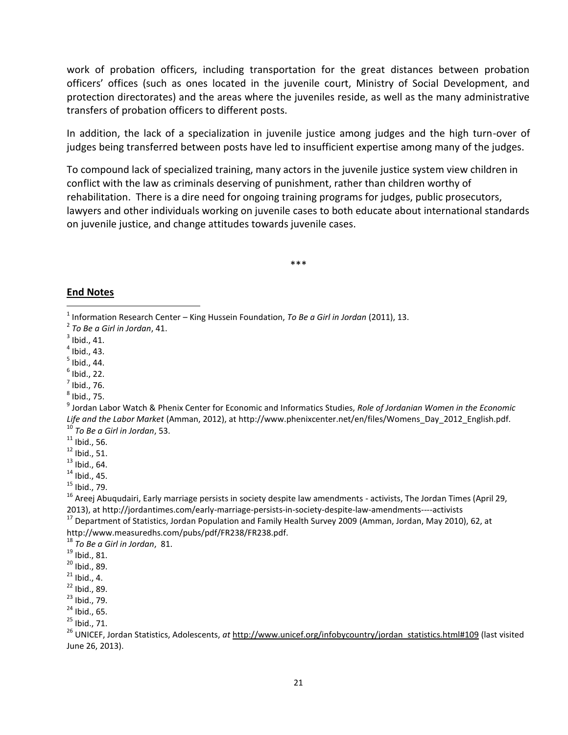work of probation officers, including transportation for the great distances between probation officers' offices (such as ones located in the juvenile court, Ministry of Social Development, and protection directorates) and the areas where the juveniles reside, as well as the many administrative transfers of probation officers to different posts.

In addition, the lack of a specialization in juvenile justice among judges and the high turn-over of judges being transferred between posts have led to insufficient expertise among many of the judges.

To compound lack of specialized training, many actors in the juvenile justice system view children in conflict with the law as criminals deserving of punishment, rather than children worthy of rehabilitation. There is a dire need for ongoing training programs for judges, public prosecutors, lawyers and other individuals working on juvenile cases to both educate about international standards on juvenile justice, and change attitudes towards juvenile cases.

\*\*\*

**End Notes**

[1] Information Research Center – King Hussein Foundation, *To Be a Girl in Jordan* (2011), 13.
[2] *To Be a Girl in Jordan*, 41.
[3] Ibid., 41.
[4] Ibid., 43.
[5] Ibid., 44.
[6] Ibid., 22.
[7] Ibid., 76.
[8] Ibid., 75.
[9] Jordan Labor Watch & Phenix Center for Economic and Informatics Studies, *Role of Jordanian Women in the Economic Life and the Labor Market* (Amman, 2012), at http://www.phenixcenter.net/en/files/Womens_Day_2012_English.pdf.
[10] *To Be a Girl in Jordan*, 53.
[11] Ibid., 56.
[12] Ibid., 51.
[13] Ibid., 64.
[14] Ibid., 45.
[15] Ibid., 79.
[16] Areej Abuqudairi, Early marriage persists in society despite law amendments - activists, The Jordan Times (April 29, 2013), at http://jordantimes.com/early-marriage-persists-in-society-despite-law-amendments----activists
[17] Department of Statistics, Jordan Population and Family Health Survey 2009 (Amman, Jordan, May 2010), 62, at http://www.measuredhs.com/pubs/pdf/FR238/FR238.pdf.
[18] *To Be a Girl in Jordan*, 81.
[19] Ibid., 81.
[20] Ibid., 89.
[21] Ibid., 4.
[22] Ibid., 89.
[23] Ibid., 79.
[24] Ibid., 65.
[25] Ibid., 71.
[26] UNICEF, Jordan Statistics, Adolescents, *at* http://www.unicef.org/infobycountry/jordan_statistics.html#109 (last visited June 26, 2013).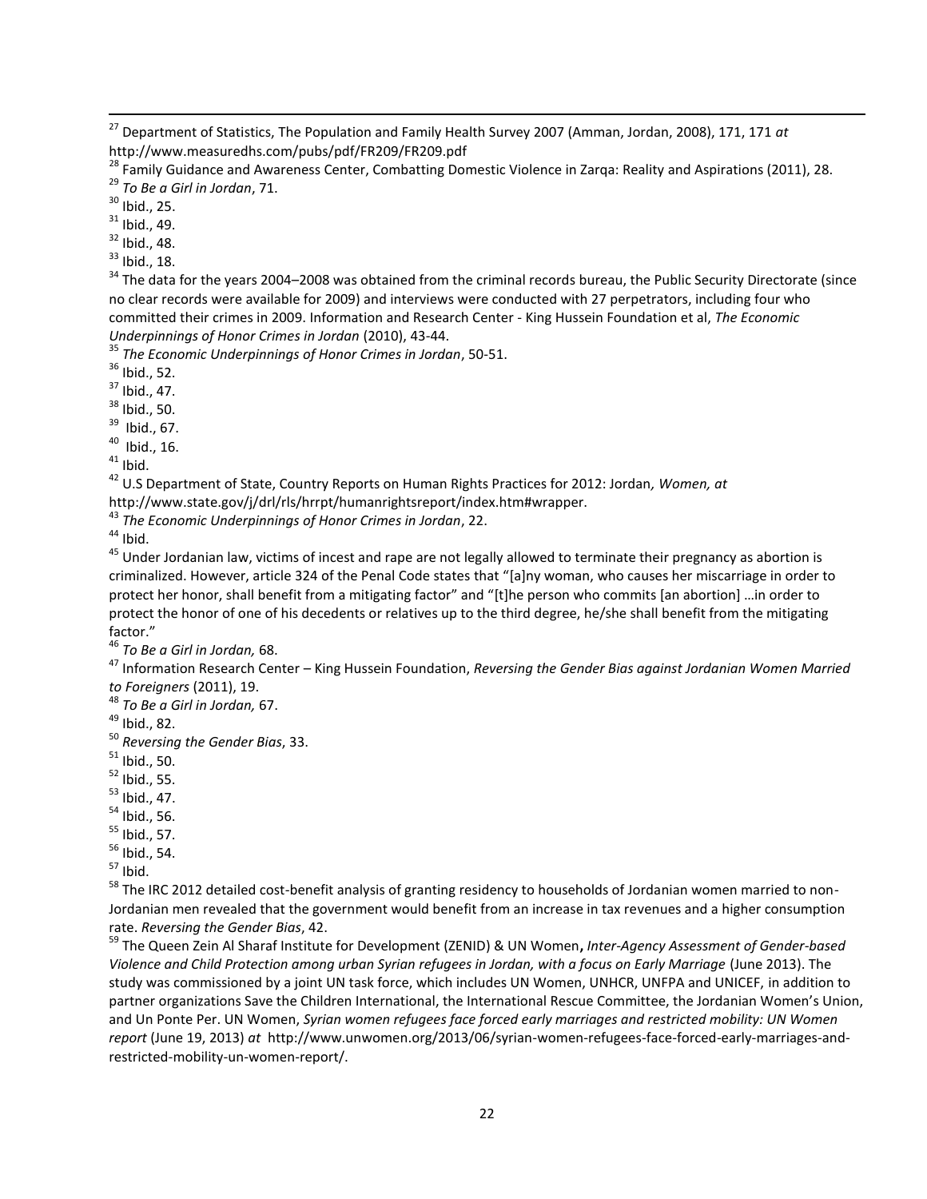[27] Department of Statistics, The Population and Family Health Survey 2007 (Amman, Jordan, 2008), 171, 171 *at* http://www.measuredhs.com/pubs/pdf/FR209/FR209.pdf

[28] Family Guidance and Awareness Center, Combatting Domestic Violence in Zarqa: Reality and Aspirations (2011), 28.

[29] *To Be a Girl in Jordan*, 71.

[30] Ibid., 25.

[31] Ibid., 49.

[32] Ibid., 48.

[33] Ibid., 18.

[34] The data for the years 2004–2008 was obtained from the criminal records bureau, the Public Security Directorate (since no clear records were available for 2009) and interviews were conducted with 27 perpetrators, including four who committed their crimes in 2009. Information and Research Center - King Hussein Foundation et al, *The Economic Underpinnings of Honor Crimes in Jordan* (2010), 43-44.

[35] *The Economic Underpinnings of Honor Crimes in Jordan*, 50-51.

[36] Ibid., 52.

[37] Ibid., 47.

[38] Ibid., 50.

[39] Ibid., 67.

[40] Ibid., 16.

[41] Ibid.

[42] U.S Department of State, Country Reports on Human Rights Practices for 2012: Jordan*, Women, at* http://www.state.gov/j/drl/rls/hrrpt/humanrightsreport/index.htm#wrapper.

[43] *The Economic Underpinnings of Honor Crimes in Jordan*, 22.

[44] Ibid.

[45] Under Jordanian law, victims of incest and rape are not legally allowed to terminate their pregnancy as abortion is criminalized. However, article 324 of the Penal Code states that "[a]ny woman, who causes her miscarriage in order to protect her honor, shall benefit from a mitigating factor" and "[t]he person who commits [an abortion] …in order to protect the honor of one of his decedents or relatives up to the third degree, he/she shall benefit from the mitigating factor."

[46] *To Be a Girl in Jordan,* 68.

[47] Information Research Center – King Hussein Foundation, *Reversing the Gender Bias against Jordanian Women Married to Foreigners* (2011), 19.

[48] *To Be a Girl in Jordan,* 67.

[49] Ibid., 82.

[50] *Reversing the Gender Bias*, 33.

[51] Ibid., 50.

[52] Ibid., 55.

[53] Ibid., 47.

[54] Ibid., 56.

[55] Ibid., 57.

[56] Ibid., 54.

[57] Ibid.

[58] The IRC 2012 detailed cost-benefit analysis of granting residency to households of Jordanian women married to non-Jordanian men revealed that the government would benefit from an increase in tax revenues and a higher consumption rate. *Reversing the Gender Bias*, 42.

[59] The Queen Zein Al Sharaf Institute for Development (ZENID) & UN Women**,** *Inter-Agency Assessment of Gender-based Violence and Child Protection among urban Syrian refugees in Jordan, with a focus on Early Marriage* (June 2013). The study was commissioned by a joint UN task force, which includes UN Women, UNHCR, UNFPA and UNICEF, in addition to partner organizations Save the Children International, the International Rescue Committee, the Jordanian Women's Union, and Un Ponte Per. UN Women, *Syrian women refugees face forced early marriages and restricted mobility: UN Women report* (June 19, 2013) *at* http://www.unwomen.org/2013/06/syrian-women-refugees-face-forced-early-marriages-and-restricted-mobility-un-women-report/.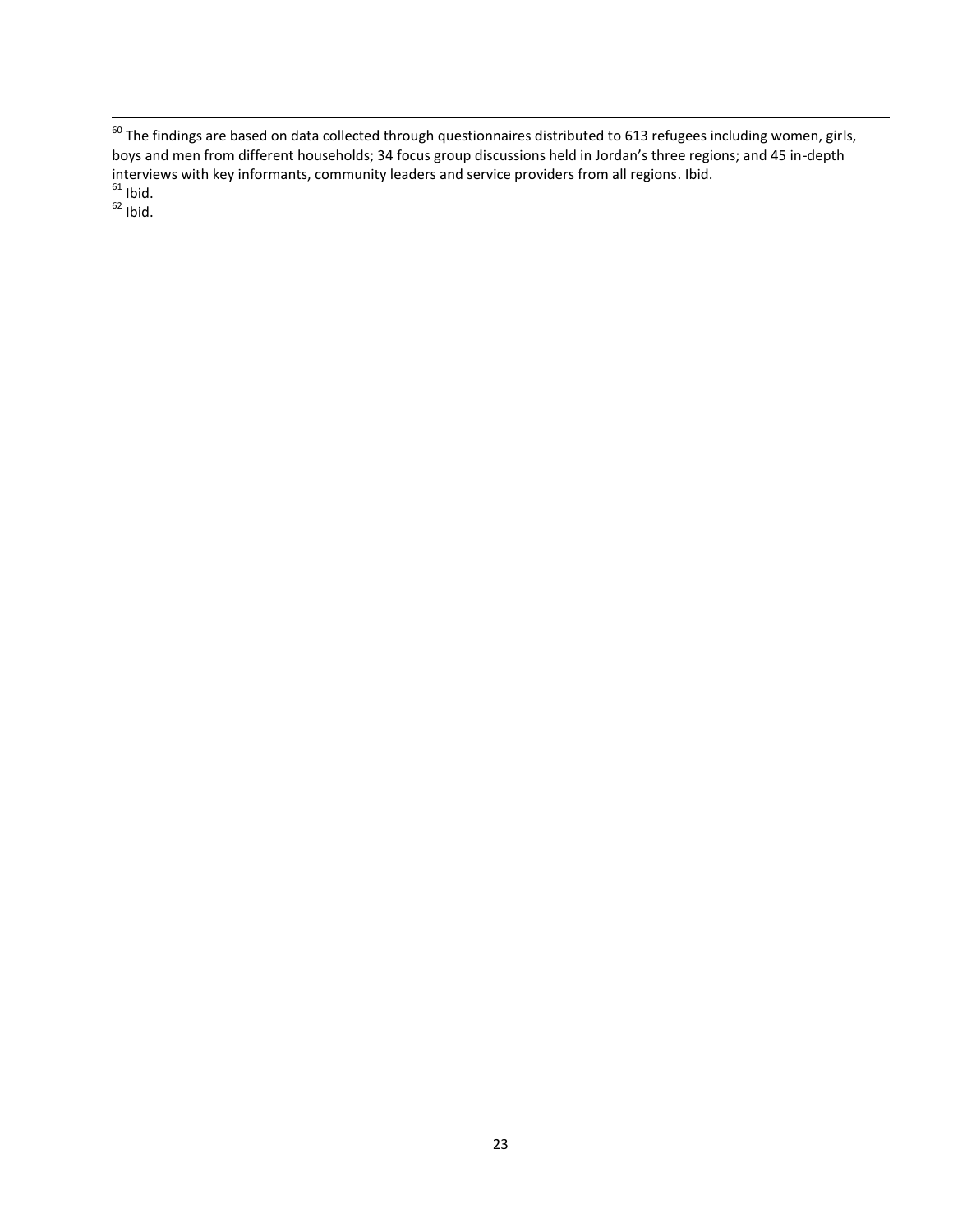[60] The findings are based on data collected through questionnaires distributed to 613 refugees including women, girls, boys and men from different households; 34 focus group discussions held in Jordan's three regions; and 45 in-depth interviews with key informants, community leaders and service providers from all regions. Ibid.

[61] Ibid.

[62] Ibid.